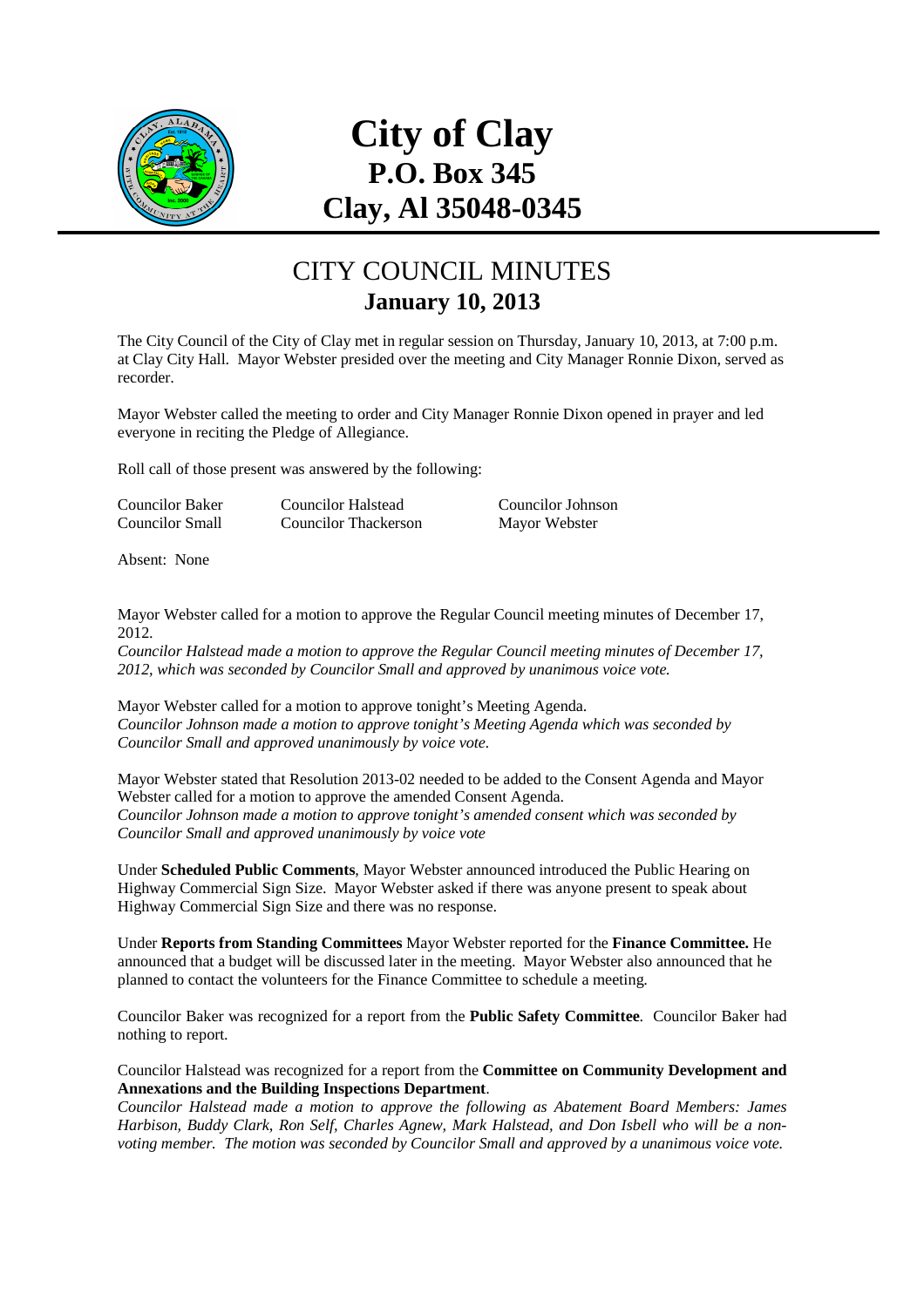# City of Clay
# P.O. Box 345
# Clay, Al 35048-0345

## CITY COUNCIL MINUTES
## January 10, 2013

The City Council of the City of Clay met in regular session on Thursday, January 10, 2013, at 7:00 p.m. at Clay City Hall. Mayor Webster presided over the meeting and City Manager Ronnie Dixon, served as recorder.

Mayor Webster called the meeting to order and City Manager Ronnie Dixon opened in prayer and led everyone in reciting the Pledge of Allegiance.

Roll call of those present was answered by the following:

| | | |
|---|---|---|
| Councilor Baker | Councilor Halstead | Councilor Johnson |
| Councilor Small | Councilor Thackerson | Mayor Webster |

Absent: None

Mayor Webster called for a motion to approve the Regular Council meeting minutes of December 17, 2012.
*Councilor Halstead made a motion to approve the Regular Council meeting minutes of December 17, 2012, which was seconded by Councilor Small and approved by unanimous voice vote.*

Mayor Webster called for a motion to approve tonight's Meeting Agenda.
*Councilor Johnson made a motion to approve tonight's Meeting Agenda which was seconded by Councilor Small and approved unanimously by voice vote.*

Mayor Webster stated that Resolution 2013-02 needed to be added to the Consent Agenda and Mayor Webster called for a motion to approve the amended Consent Agenda.
*Councilor Johnson made a motion to approve tonight's amended consent which was seconded by Councilor Small and approved unanimously by voice vote*

Under **Scheduled Public Comments**, Mayor Webster announced introduced the Public Hearing on Highway Commercial Sign Size. Mayor Webster asked if there was anyone present to speak about Highway Commercial Sign Size and there was no response.

Under **Reports from Standing Committees** Mayor Webster reported for the **Finance Committee.** He announced that a budget will be discussed later in the meeting. Mayor Webster also announced that he planned to contact the volunteers for the Finance Committee to schedule a meeting.

Councilor Baker was recognized for a report from the **Public Safety Committee**. Councilor Baker had nothing to report.

Councilor Halstead was recognized for a report from the **Committee on Community Development and Annexations and the Building Inspections Department**.
*Councilor Halstead made a motion to approve the following as Abatement Board Members: James Harbison, Buddy Clark, Ron Self, Charles Agnew, Mark Halstead, and Don Isbell who will be a non-voting member. The motion was seconded by Councilor Small and approved by a unanimous voice vote.*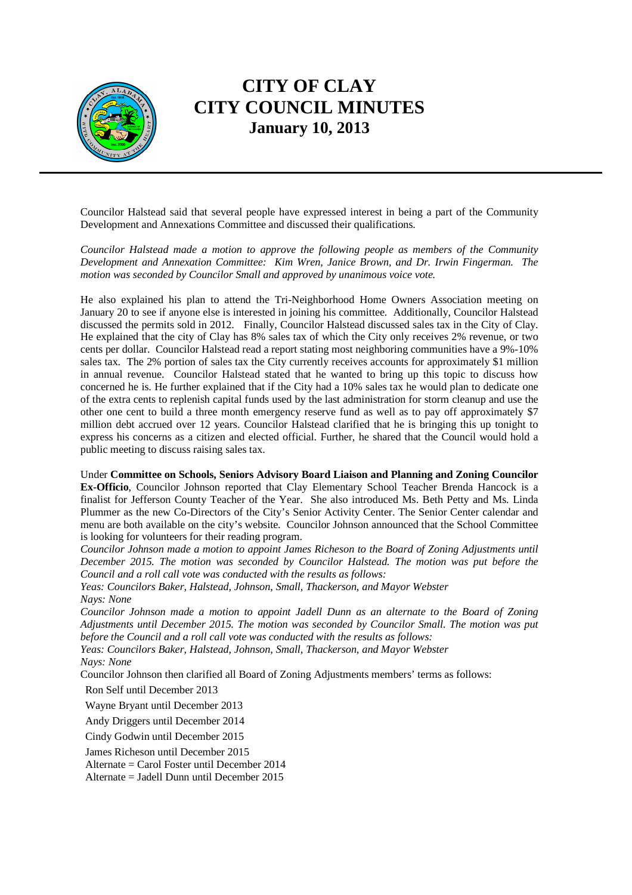Councilor Halstead said that several people have expressed interest in being a part of the Community Development and Annexations Committee and discussed their qualifications.

*Councilor Halstead made a motion to approve the following people as members of the Community Development and Annexation Committee: Kim Wren, Janice Brown, and Dr. Irwin Fingerman. The motion was seconded by Councilor Small and approved by unanimous voice vote.*

He also explained his plan to attend the Tri-Neighborhood Home Owners Association meeting on January 20 to see if anyone else is interested in joining his committee. Additionally, Councilor Halstead discussed the permits sold in 2012. Finally, Councilor Halstead discussed sales tax in the City of Clay. He explained that the city of Clay has 8% sales tax of which the City only receives 2% revenue, or two cents per dollar. Councilor Halstead read a report stating most neighboring communities have a 9%-10% sales tax. The 2% portion of sales tax the City currently receives accounts for approximately $1 million in annual revenue. Councilor Halstead stated that he wanted to bring up this topic to discuss how concerned he is. He further explained that if the City had a 10% sales tax he would plan to dedicate one of the extra cents to replenish capital funds used by the last administration for storm cleanup and use the other one cent to build a three month emergency reserve fund as well as to pay off approximately $7 million debt accrued over 12 years. Councilor Halstead clarified that he is bringing this up tonight to express his concerns as a citizen and elected official. Further, he shared that the Council would hold a public meeting to discuss raising sales tax.

Under **Committee on Schools, Seniors Advisory Board Liaison and Planning and Zoning Councilor Ex-Officio**, Councilor Johnson reported that Clay Elementary School Teacher Brenda Hancock is a finalist for Jefferson County Teacher of the Year. She also introduced Ms. Beth Petty and Ms. Linda Plummer as the new Co-Directors of the City's Senior Activity Center. The Senior Center calendar and menu are both available on the city's website. Councilor Johnson announced that the School Committee is looking for volunteers for their reading program.

*Councilor Johnson made a motion to appoint James Richeson to the Board of Zoning Adjustments until December 2015. The motion was seconded by Councilor Halstead. The motion was put before the Council and a roll call vote was conducted with the results as follows:*

*Yeas: Councilors Baker, Halstead, Johnson, Small, Thackerson, and Mayor Webster*

*Nays: None*

*Councilor Johnson made a motion to appoint Jadell Dunn as an alternate to the Board of Zoning Adjustments until December 2015. The motion was seconded by Councilor Small. The motion was put before the Council and a roll call vote was conducted with the results as follows:*

*Yeas: Councilors Baker, Halstead, Johnson, Small, Thackerson, and Mayor Webster*

*Nays: None*

Councilor Johnson then clarified all Board of Zoning Adjustments members' terms as follows:

Ron Self until December 2013

Wayne Bryant until December 2013

Andy Driggers until December 2014

Cindy Godwin until December 2015

James Richeson until December 2015

Alternate = Carol Foster until December 2014

Alternate = Jadell Dunn until December 2015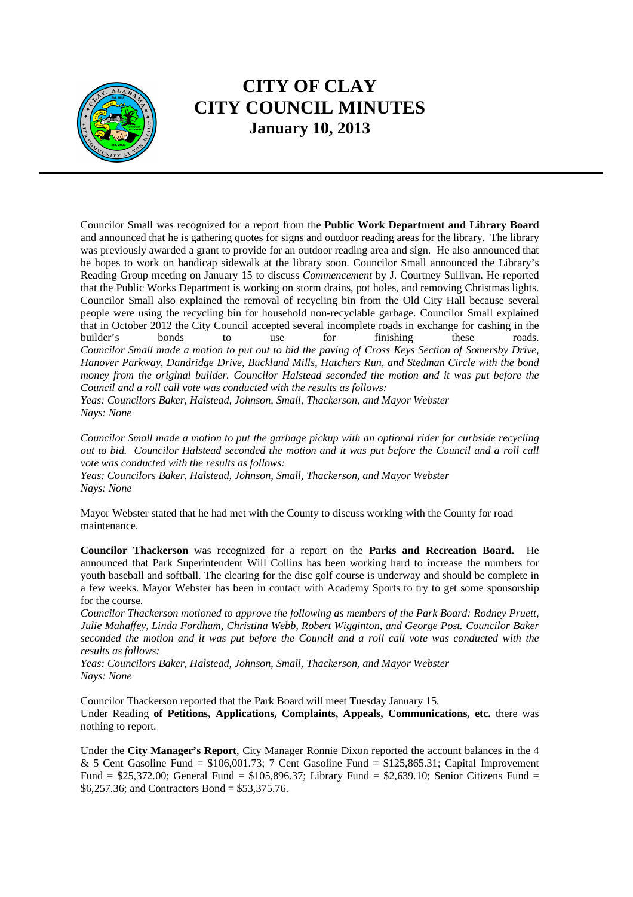# CITY OF CLAY
# CITY COUNCIL MINUTES
## January 10, 2013

Councilor Small was recognized for a report from the **Public Work Department and Library Board** and announced that he is gathering quotes for signs and outdoor reading areas for the library. The library was previously awarded a grant to provide for an outdoor reading area and sign. He also announced that he hopes to work on handicap sidewalk at the library soon. Councilor Small announced the Library's Reading Group meeting on January 15 to discuss *Commencement* by J. Courtney Sullivan. He reported that the Public Works Department is working on storm drains, pot holes, and removing Christmas lights. Councilor Small also explained the removal of recycling bin from the Old City Hall because several people were using the recycling bin for household non-recyclable garbage. Councilor Small explained that in October 2012 the City Council accepted several incomplete roads in exchange for cashing in the builder's bonds to use for finishing these roads. *Councilor Small made a motion to put out to bid the paving of Cross Keys Section of Somersby Drive, Hanover Parkway, Dandridge Drive, Buckland Mills, Hatchers Run, and Stedman Circle with the bond money from the original builder. Councilor Halstead seconded the motion and it was put before the Council and a roll call vote was conducted with the results as follows:*
*Yeas: Councilors Baker, Halstead, Johnson, Small, Thackerson, and Mayor Webster*
*Nays: None*

*Councilor Small made a motion to put the garbage pickup with an optional rider for curbside recycling out to bid. Councilor Halstead seconded the motion and it was put before the Council and a roll call vote was conducted with the results as follows:*
*Yeas: Councilors Baker, Halstead, Johnson, Small, Thackerson, and Mayor Webster*
*Nays: None*

Mayor Webster stated that he had met with the County to discuss working with the County for road maintenance.

**Councilor Thackerson** was recognized for a report on the **Parks and Recreation Board.** He announced that Park Superintendent Will Collins has been working hard to increase the numbers for youth baseball and softball. The clearing for the disc golf course is underway and should be complete in a few weeks. Mayor Webster has been in contact with Academy Sports to try to get some sponsorship for the course.
*Councilor Thackerson motioned to approve the following as members of the Park Board: Rodney Pruett, Julie Mahaffey, Linda Fordham, Christina Webb, Robert Wigginton, and George Post. Councilor Baker seconded the motion and it was put before the Council and a roll call vote was conducted with the results as follows:*
*Yeas: Councilors Baker, Halstead, Johnson, Small, Thackerson, and Mayor Webster*
*Nays: None*

Councilor Thackerson reported that the Park Board will meet Tuesday January 15.
Under Reading **of Petitions, Applications, Complaints, Appeals, Communications, etc.** there was nothing to report.

Under the **City Manager's Report**, City Manager Ronnie Dixon reported the account balances in the 4 & 5 Cent Gasoline Fund = $106,001.73; 7 Cent Gasoline Fund = $125,865.31; Capital Improvement Fund = $25,372.00; General Fund = $105,896.37; Library Fund = $2,639.10; Senior Citizens Fund = $6,257.36; and Contractors Bond = $53,375.76.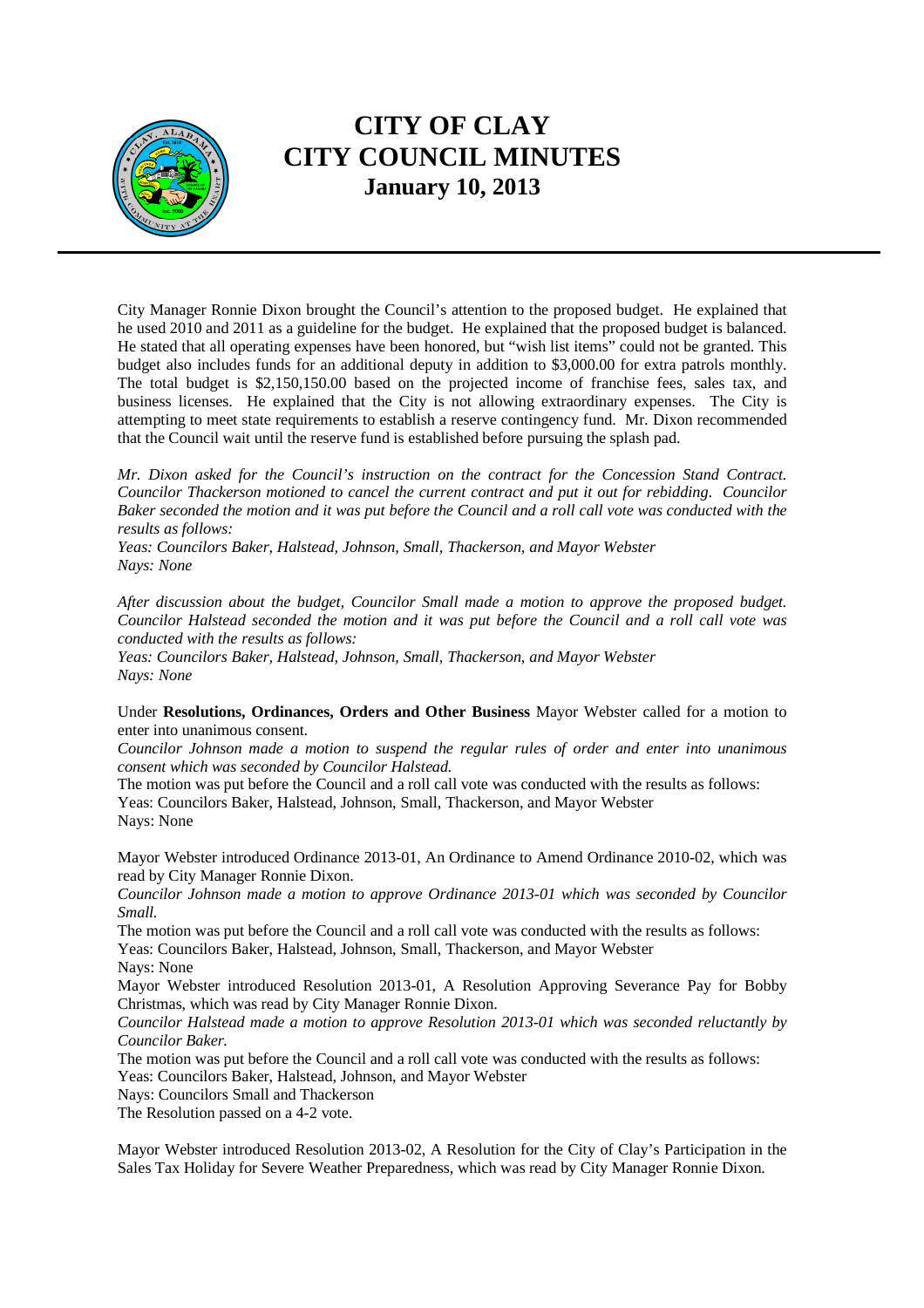# CITY OF CLAY
# CITY COUNCIL MINUTES
### January 10, 2013

City Manager Ronnie Dixon brought the Council's attention to the proposed budget. He explained that he used 2010 and 2011 as a guideline for the budget. He explained that the proposed budget is balanced. He stated that all operating expenses have been honored, but "wish list items" could not be granted. This budget also includes funds for an additional deputy in addition to $3,000.00 for extra patrols monthly. The total budget is $2,150,150.00 based on the projected income of franchise fees, sales tax, and business licenses. He explained that the City is not allowing extraordinary expenses. The City is attempting to meet state requirements to establish a reserve contingency fund. Mr. Dixon recommended that the Council wait until the reserve fund is established before pursuing the splash pad.

*Mr. Dixon asked for the Council's instruction on the contract for the Concession Stand Contract. Councilor Thackerson motioned to cancel the current contract and put it out for rebidding. Councilor Baker seconded the motion and it was put before the Council and a roll call vote was conducted with the results as follows:*
*Yeas: Councilors Baker, Halstead, Johnson, Small, Thackerson, and Mayor Webster*
*Nays: None*

*After discussion about the budget, Councilor Small made a motion to approve the proposed budget. Councilor Halstead seconded the motion and it was put before the Council and a roll call vote was conducted with the results as follows:*
*Yeas: Councilors Baker, Halstead, Johnson, Small, Thackerson, and Mayor Webster*
*Nays: None*

Under **Resolutions, Ordinances, Orders and Other Business** Mayor Webster called for a motion to enter into unanimous consent.
*Councilor Johnson made a motion to suspend the regular rules of order and enter into unanimous consent which was seconded by Councilor Halstead.*
The motion was put before the Council and a roll call vote was conducted with the results as follows:
Yeas: Councilors Baker, Halstead, Johnson, Small, Thackerson, and Mayor Webster
Nays: None

Mayor Webster introduced Ordinance 2013-01, An Ordinance to Amend Ordinance 2010-02, which was read by City Manager Ronnie Dixon.
*Councilor Johnson made a motion to approve Ordinance 2013-01 which was seconded by Councilor Small.*
The motion was put before the Council and a roll call vote was conducted with the results as follows:
Yeas: Councilors Baker, Halstead, Johnson, Small, Thackerson, and Mayor Webster
Nays: None
Mayor Webster introduced Resolution 2013-01, A Resolution Approving Severance Pay for Bobby Christmas, which was read by City Manager Ronnie Dixon.
*Councilor Halstead made a motion to approve Resolution 2013-01 which was seconded reluctantly by Councilor Baker.*
The motion was put before the Council and a roll call vote was conducted with the results as follows:
Yeas: Councilors Baker, Halstead, Johnson, and Mayor Webster
Nays: Councilors Small and Thackerson
The Resolution passed on a 4-2 vote.

Mayor Webster introduced Resolution 2013-02, A Resolution for the City of Clay's Participation in the Sales Tax Holiday for Severe Weather Preparedness, which was read by City Manager Ronnie Dixon.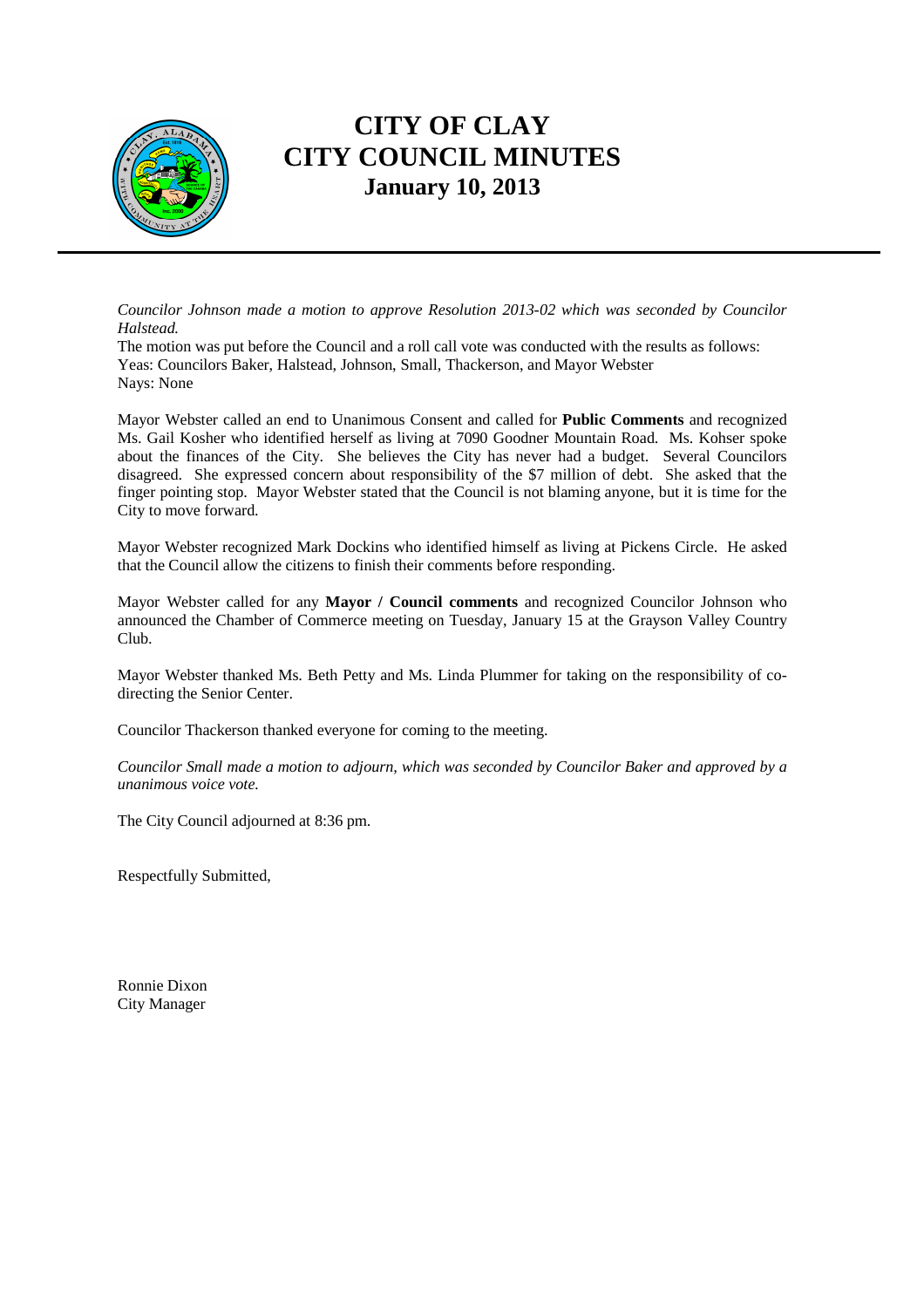# CITY OF CLAY
# CITY COUNCIL MINUTES
## January 10, 2013

*Councilor Johnson made a motion to approve Resolution 2013-02 which was seconded by Councilor Halstead.*

The motion was put before the Council and a roll call vote was conducted with the results as follows:
Yeas: Councilors Baker, Halstead, Johnson, Small, Thackerson, and Mayor Webster
Nays: None

Mayor Webster called an end to Unanimous Consent and called for **Public Comments** and recognized Ms. Gail Kosher who identified herself as living at 7090 Goodner Mountain Road. Ms. Kohser spoke about the finances of the City. She believes the City has never had a budget. Several Councilors disagreed. She expressed concern about responsibility of the $7 million of debt. She asked that the finger pointing stop. Mayor Webster stated that the Council is not blaming anyone, but it is time for the City to move forward.

Mayor Webster recognized Mark Dockins who identified himself as living at Pickens Circle. He asked that the Council allow the citizens to finish their comments before responding.

Mayor Webster called for any **Mayor / Council comments** and recognized Councilor Johnson who announced the Chamber of Commerce meeting on Tuesday, January 15 at the Grayson Valley Country Club.

Mayor Webster thanked Ms. Beth Petty and Ms. Linda Plummer for taking on the responsibility of co-directing the Senior Center.

Councilor Thackerson thanked everyone for coming to the meeting.

*Councilor Small made a motion to adjourn, which was seconded by Councilor Baker and approved by a unanimous voice vote.*

The City Council adjourned at 8:36 pm.

Respectfully Submitted,

Ronnie Dixon
City Manager